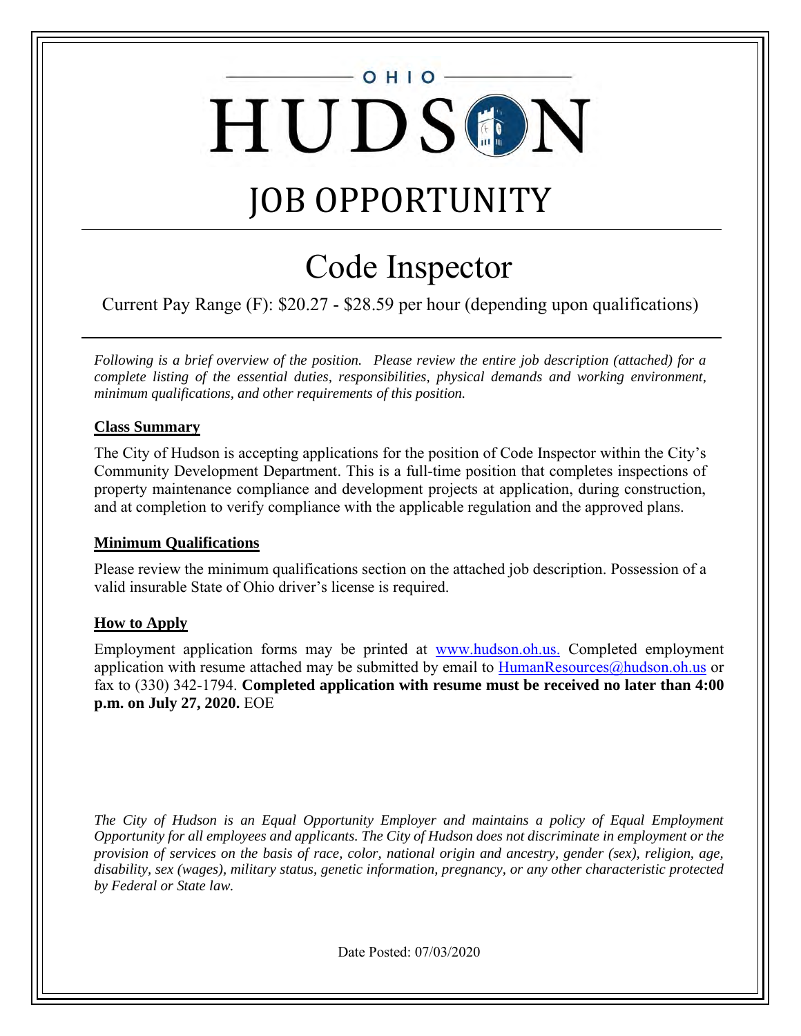OHIO

# HUDSON

# JOB OPPORTUNITY

## Code Inspector

Current Pay Range (F): $20.27 - $28.59 per hour (depending upon qualifications)

*Following is a brief overview of the position. Please review the entire job description (attached) for a complete listing of the essential duties, responsibilities, physical demands and working environment, minimum qualifications, and other requirements of this position.*

### Class Summary

The City of Hudson is accepting applications for the position of Code Inspector within the City's Community Development Department. This is a full-time position that completes inspections of property maintenance compliance and development projects at application, during construction, and at completion to verify compliance with the applicable regulation and the approved plans.

### Minimum Qualifications

Please review the minimum qualifications section on the attached job description. Possession of a valid insurable State of Ohio driver's license is required.

### How to Apply

Employment application forms may be printed at www.hudson.oh.us. Completed employment application with resume attached may be submitted by email to HumanResources@hudson.oh.us or fax to (330) 342-1794. **Completed application with resume must be received no later than 4:00 p.m. on July 27, 2020.** EOE

*The City of Hudson is an Equal Opportunity Employer and maintains a policy of Equal Employment Opportunity for all employees and applicants. The City of Hudson does not discriminate in employment or the provision of services on the basis of race, color, national origin and ancestry, gender (sex), religion, age, disability, sex (wages), military status, genetic information, pregnancy, or any other characteristic protected by Federal or State law.*

Date Posted: 07/03/2020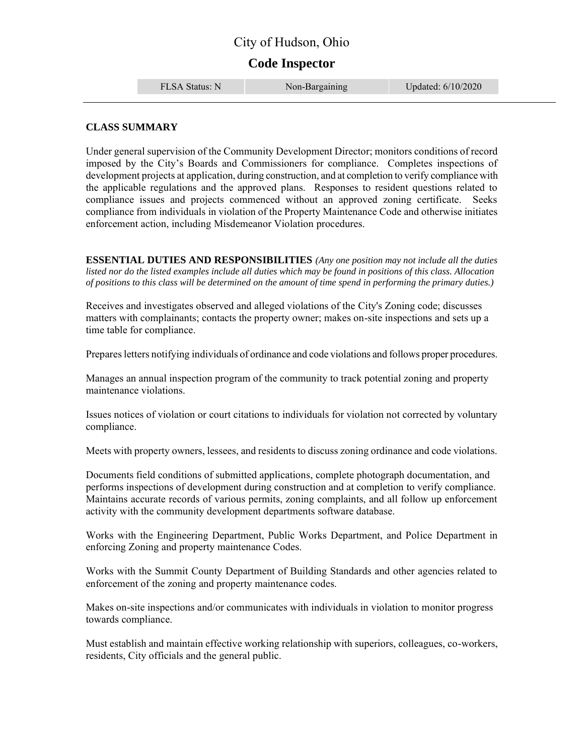# City of Hudson, Ohio

## Code Inspector

| FLSA Status: N | Non-Bargaining | Updated: 6/10/2020 |
| --- | --- | --- |

**CLASS SUMMARY**

Under general supervision of the Community Development Director; monitors conditions of record imposed by the City's Boards and Commissioners for compliance. Completes inspections of development projects at application, during construction, and at completion to verify compliance with the applicable regulations and the approved plans. Responses to resident questions related to compliance issues and projects commenced without an approved zoning certificate. Seeks compliance from individuals in violation of the Property Maintenance Code and otherwise initiates enforcement action, including Misdemeanor Violation procedures.

**ESSENTIAL DUTIES AND RESPONSIBILITIES** *(Any one position may not include all the duties listed nor do the listed examples include all duties which may be found in positions of this class. Allocation of positions to this class will be determined on the amount of time spend in performing the primary duties.)*

Receives and investigates observed and alleged violations of the City's Zoning code; discusses matters with complainants; contacts the property owner; makes on-site inspections and sets up a time table for compliance.

Prepares letters notifying individuals of ordinance and code violations and follows proper procedures.

Manages an annual inspection program of the community to track potential zoning and property maintenance violations.

Issues notices of violation or court citations to individuals for violation not corrected by voluntary compliance.

Meets with property owners, lessees, and residents to discuss zoning ordinance and code violations.

Documents field conditions of submitted applications, complete photograph documentation, and performs inspections of development during construction and at completion to verify compliance. Maintains accurate records of various permits, zoning complaints, and all follow up enforcement activity with the community development departments software database.

Works with the Engineering Department, Public Works Department, and Police Department in enforcing Zoning and property maintenance Codes.

Works with the Summit County Department of Building Standards and other agencies related to enforcement of the zoning and property maintenance codes.

Makes on-site inspections and/or communicates with individuals in violation to monitor progress towards compliance.

Must establish and maintain effective working relationship with superiors, colleagues, co-workers, residents, City officials and the general public.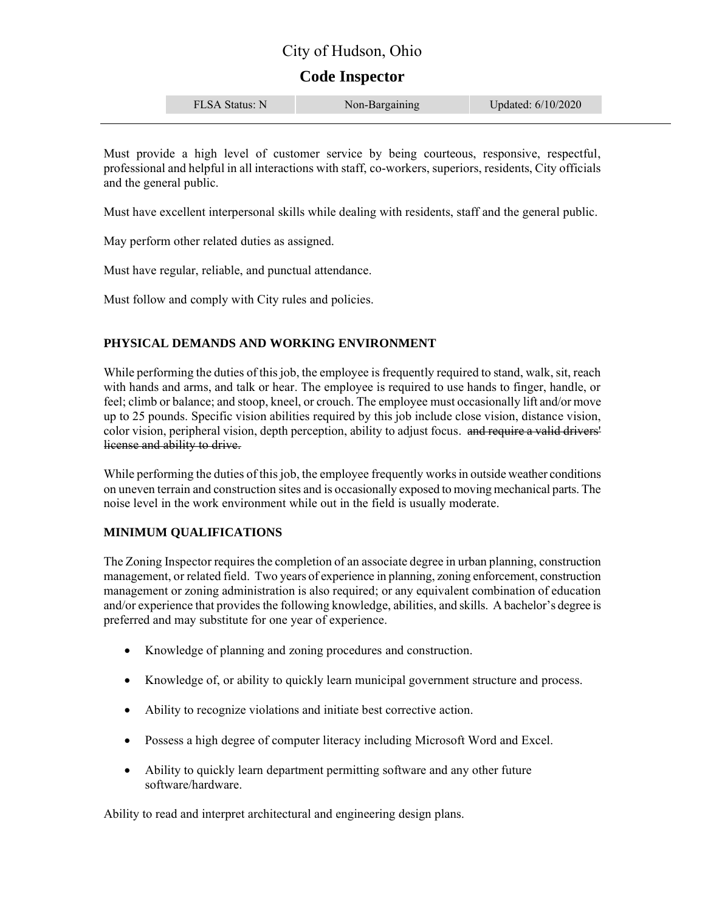# City of Hudson, Ohio

## Code Inspector

| FLSA Status: N | Non-Bargaining | Updated: 6/10/2020 |
|---|---|---|

---

Must provide a high level of customer service by being courteous, responsive, respectful, professional and helpful in all interactions with staff, co-workers, superiors, residents, City officials and the general public.

Must have excellent interpersonal skills while dealing with residents, staff and the general public.

May perform other related duties as assigned.

Must have regular, reliable, and punctual attendance.

Must follow and comply with City rules and policies.

### PHYSICAL DEMANDS AND WORKING ENVIRONMENT

While performing the duties of this job, the employee is frequently required to stand, walk, sit, reach with hands and arms, and talk or hear. The employee is required to use hands to finger, handle, or feel; climb or balance; and stoop, kneel, or crouch. The employee must occasionally lift and/or move up to 25 pounds. Specific vision abilities required by this job include close vision, distance vision, color vision, peripheral vision, depth perception, ability to adjust focus. ~~and require a valid drivers' license and ability to drive.~~

While performing the duties of this job, the employee frequently works in outside weather conditions on uneven terrain and construction sites and is occasionally exposed to moving mechanical parts. The noise level in the work environment while out in the field is usually moderate.

### MINIMUM QUALIFICATIONS

The Zoning Inspector requires the completion of an associate degree in urban planning, construction management, or related field. Two years of experience in planning, zoning enforcement, construction management or zoning administration is also required; or any equivalent combination of education and/or experience that provides the following knowledge, abilities, and skills. A bachelor's degree is preferred and may substitute for one year of experience.

- Knowledge of planning and zoning procedures and construction.
- Knowledge of, or ability to quickly learn municipal government structure and process.
- Ability to recognize violations and initiate best corrective action.
- Possess a high degree of computer literacy including Microsoft Word and Excel.
- Ability to quickly learn department permitting software and any other future software/hardware.

Ability to read and interpret architectural and engineering design plans.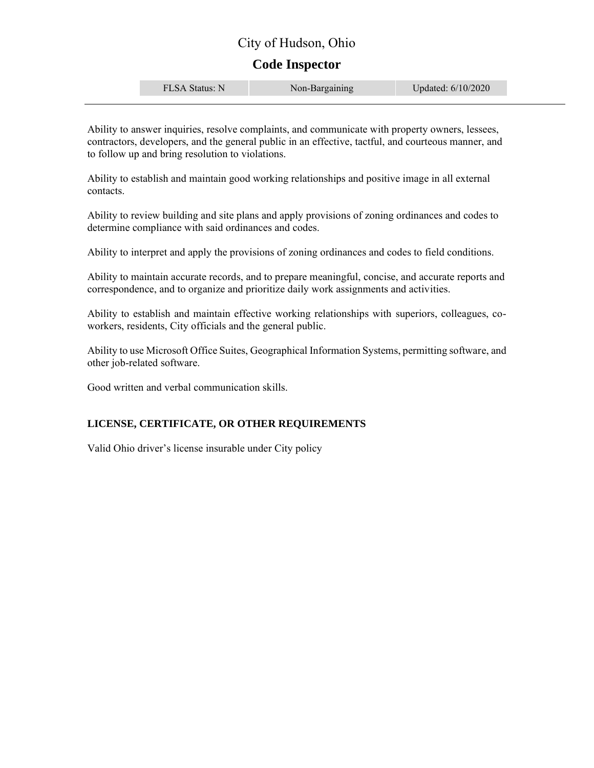Ability to answer inquiries, resolve complaints, and communicate with property owners, lessees, contractors, developers, and the general public in an effective, tactful, and courteous manner, and to follow up and bring resolution to violations.

Ability to establish and maintain good working relationships and positive image in all external contacts.

Ability to review building and site plans and apply provisions of zoning ordinances and codes to determine compliance with said ordinances and codes.

Ability to interpret and apply the provisions of zoning ordinances and codes to field conditions.

Ability to maintain accurate records, and to prepare meaningful, concise, and accurate reports and correspondence, and to organize and prioritize daily work assignments and activities.

Ability to establish and maintain effective working relationships with superiors, colleagues, co-workers, residents, City officials and the general public.

Ability to use Microsoft Office Suites, Geographical Information Systems, permitting software, and other job-related software.

Good written and verbal communication skills.

## LICENSE, CERTIFICATE, OR OTHER REQUIREMENTS

Valid Ohio driver's license insurable under City policy